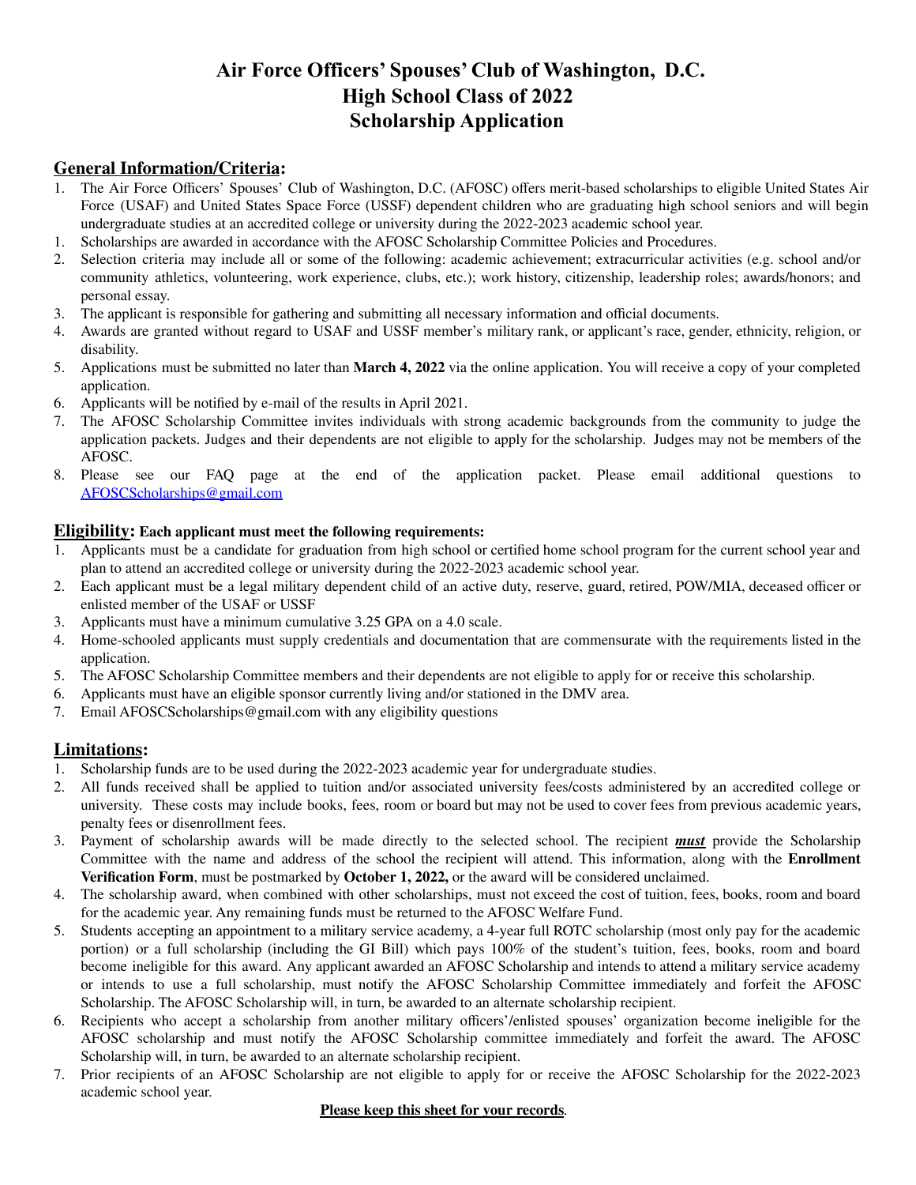# Air Force Officers' Spouses' Club of Washington, D.C.
# High School Class of 2022
# Scholarship Application

## General Information/Criteria:

1. The Air Force Officers' Spouses' Club of Washington, D.C. (AFOSC) offers merit-based scholarships to eligible United States Air Force (USAF) and United States Space Force (USSF) dependent children who are graduating high school seniors and will begin undergraduate studies at an accredited college or university during the 2022-2023 academic school year.
1. Scholarships are awarded in accordance with the AFOSC Scholarship Committee Policies and Procedures.
2. Selection criteria may include all or some of the following: academic achievement; extracurricular activities (e.g. school and/or community athletics, volunteering, work experience, clubs, etc.); work history, citizenship, leadership roles; awards/honors; and personal essay.
3. The applicant is responsible for gathering and submitting all necessary information and official documents.
4. Awards are granted without regard to USAF and USSF member's military rank, or applicant's race, gender, ethnicity, religion, or disability.
5. Applications must be submitted no later than **March 4, 2022** via the online application. You will receive a copy of your completed application.
6. Applicants will be notified by e-mail of the results in April 2021.
7. The AFOSC Scholarship Committee invites individuals with strong academic backgrounds from the community to judge the application packets. Judges and their dependents are not eligible to apply for the scholarship. Judges may not be members of the AFOSC.
8. Please see our FAQ page at the end of the application packet. Please email additional questions to AFOSCScholarships@gmail.com

## Eligibility: **Each applicant must meet the following requirements:**

1. Applicants must be a candidate for graduation from high school or certified home school program for the current school year and plan to attend an accredited college or university during the 2022-2023 academic school year.
2. Each applicant must be a legal military dependent child of an active duty, reserve, guard, retired, POW/MIA, deceased officer or enlisted member of the USAF or USSF
3. Applicants must have a minimum cumulative 3.25 GPA on a 4.0 scale.
4. Home-schooled applicants must supply credentials and documentation that are commensurate with the requirements listed in the application.
5. The AFOSC Scholarship Committee members and their dependents are not eligible to apply for or receive this scholarship.
6. Applicants must have an eligible sponsor currently living and/or stationed in the DMV area.
7. Email AFOSCScholarships@gmail.com with any eligibility questions

## Limitations:

1. Scholarship funds are to be used during the 2022-2023 academic year for undergraduate studies.
2. All funds received shall be applied to tuition and/or associated university fees/costs administered by an accredited college or university. These costs may include books, fees, room or board but may not be used to cover fees from previous academic years, penalty fees or disenrollment fees.
3. Payment of scholarship awards will be made directly to the selected school. The recipient ***must*** provide the Scholarship Committee with the name and address of the school the recipient will attend. This information, along with the **Enrollment Verification Form**, must be postmarked by **October 1, 2022,** or the award will be considered unclaimed.
4. The scholarship award, when combined with other scholarships, must not exceed the cost of tuition, fees, books, room and board for the academic year. Any remaining funds must be returned to the AFOSC Welfare Fund.
5. Students accepting an appointment to a military service academy, a 4-year full ROTC scholarship (most only pay for the academic portion) or a full scholarship (including the GI Bill) which pays 100% of the student's tuition, fees, books, room and board become ineligible for this award. Any applicant awarded an AFOSC Scholarship and intends to attend a military service academy or intends to use a full scholarship, must notify the AFOSC Scholarship Committee immediately and forfeit the AFOSC Scholarship. The AFOSC Scholarship will, in turn, be awarded to an alternate scholarship recipient.
6. Recipients who accept a scholarship from another military officers'/enlisted spouses' organization become ineligible for the AFOSC scholarship and must notify the AFOSC Scholarship committee immediately and forfeit the award. The AFOSC Scholarship will, in turn, be awarded to an alternate scholarship recipient.
7. Prior recipients of an AFOSC Scholarship are not eligible to apply for or receive the AFOSC Scholarship for the 2022-2023 academic school year.

**Please keep this sheet for your records**.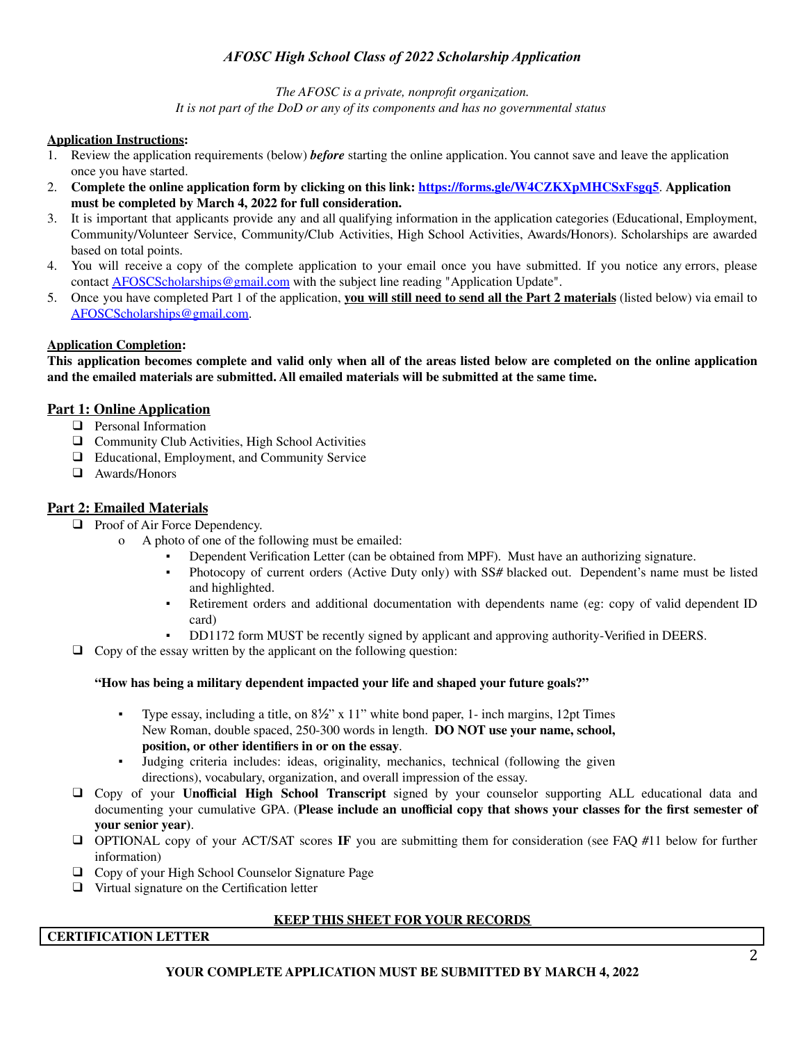*AFOSC High School Class of 2022 Scholarship Application*

*The AFOSC is a private, nonprofit organization.*
*It is not part of the DoD or any of its components and has no governmental status*

**Application Instructions:**

1. Review the application requirements (below) ***before*** starting the online application. You cannot save and leave the application once you have started.
2. **Complete the online application form by clicking on this link: [https://forms.gle/W4CZKXpMHCSxFsgq5](https://forms.gle/W4CZKXpMHCSxFsgq5). Application must be completed by March 4, 2022 for full consideration.**
3. It is important that applicants provide any and all qualifying information in the application categories (Educational, Employment, Community/Volunteer Service, Community/Club Activities, High School Activities, Awards/Honors). Scholarships are awarded based on total points.
4. You will receive a copy of the complete application to your email once you have submitted. If you notice any errors, please contact [AFOSCScholarships@gmail.com](mailto:AFOSCScholarships@gmail.com) with the subject line reading "Application Update".
5. Once you have completed Part 1 of the application, **you will still need to send all the Part 2 materials** (listed below) via email to [AFOSCScholarships@gmail.com](mailto:AFOSCScholarships@gmail.com).

**Application Completion:**

**This application becomes complete and valid only when all of the areas listed below are completed on the online application and the emailed materials are submitted. All emailed materials will be submitted at the same time.**

## Part 1: Online Application

- ❑ Personal Information
- ❑ Community Club Activities, High School Activities
- ❑ Educational, Employment, and Community Service
- ❑ Awards/Honors

## Part 2: Emailed Materials

- ❑ Proof of Air Force Dependency.
  - A photo of one of the following must be emailed:
    - Dependent Verification Letter (can be obtained from MPF). Must have an authorizing signature.
    - Photocopy of current orders (Active Duty only) with SS# blacked out. Dependent's name must be listed and highlighted.
    - Retirement orders and additional documentation with dependents name (eg: copy of valid dependent ID card)
    - DD1172 form MUST be recently signed by applicant and approving authority-Verified in DEERS.
- ❑ Copy of the essay written by the applicant on the following question:

  **"How has being a military dependent impacted your life and shaped your future goals?"**

  - Type essay, including a title, on 8½" x 11" white bond paper, 1- inch margins, 12pt Times New Roman, double spaced, 250-300 words in length. **DO NOT use your name, school, position, or other identifiers in or on the essay**.
  - Judging criteria includes: ideas, originality, mechanics, technical (following the given directions), vocabulary, organization, and overall impression of the essay.
- ❑ Copy of your **Unofficial High School Transcript** signed by your counselor supporting ALL educational data and documenting your cumulative GPA. (**Please include an unofficial copy that shows your classes for the first semester of your senior year)**.
- ❑ OPTIONAL copy of your ACT/SAT scores **IF** you are submitting them for consideration (see FAQ #11 below for further information)
- ❑ Copy of your High School Counselor Signature Page
- ❑ Virtual signature on the Certification letter

**KEEP THIS SHEET FOR YOUR RECORDS**

**CERTIFICATION LETTER**

**YOUR COMPLETE APPLICATION MUST BE SUBMITTED BY MARCH 4, 2022**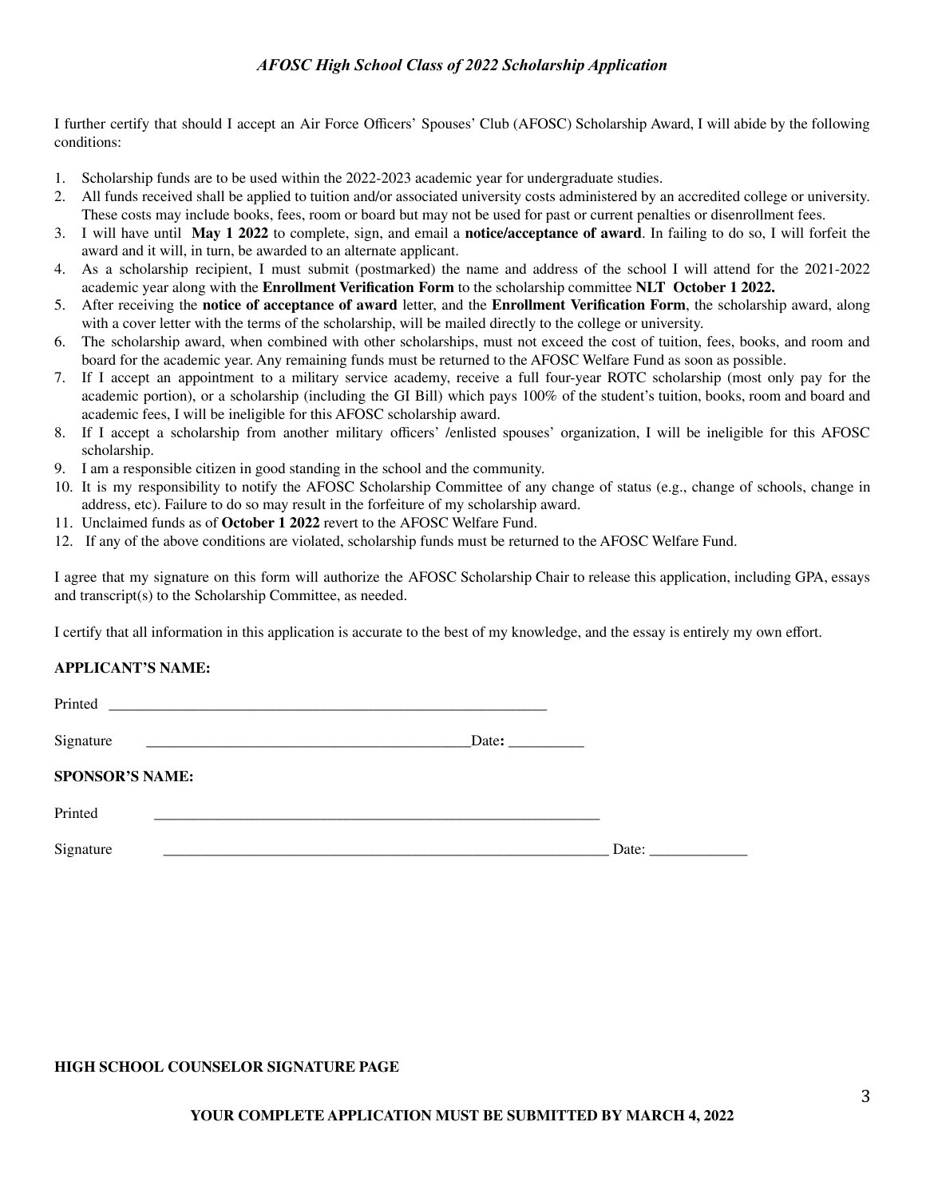I further certify that should I accept an Air Force Officers' Spouses' Club (AFOSC) Scholarship Award, I will abide by the following conditions:

1. Scholarship funds are to be used within the 2022-2023 academic year for undergraduate studies.
2. All funds received shall be applied to tuition and/or associated university costs administered by an accredited college or university. These costs may include books, fees, room or board but may not be used for past or current penalties or disenrollment fees.
3. I will have until **May 1 2022** to complete, sign, and email a **notice/acceptance of award**. In failing to do so, I will forfeit the award and it will, in turn, be awarded to an alternate applicant.
4. As a scholarship recipient, I must submit (postmarked) the name and address of the school I will attend for the 2021-2022 academic year along with the **Enrollment Verification Form** to the scholarship committee **NLT October 1 2022.**
5. After receiving the **notice of acceptance of award** letter, and the **Enrollment Verification Form**, the scholarship award, along with a cover letter with the terms of the scholarship, will be mailed directly to the college or university.
6. The scholarship award, when combined with other scholarships, must not exceed the cost of tuition, fees, books, and room and board for the academic year. Any remaining funds must be returned to the AFOSC Welfare Fund as soon as possible.
7. If I accept an appointment to a military service academy, receive a full four-year ROTC scholarship (most only pay for the academic portion), or a scholarship (including the GI Bill) which pays 100% of the student's tuition, books, room and board and academic fees, I will be ineligible for this AFOSC scholarship award.
8. If I accept a scholarship from another military officers' /enlisted spouses' organization, I will be ineligible for this AFOSC scholarship.
9. I am a responsible citizen in good standing in the school and the community.
10. It is my responsibility to notify the AFOSC Scholarship Committee of any change of status (e.g., change of schools, change in address, etc). Failure to do so may result in the forfeiture of my scholarship award.
11. Unclaimed funds as of **October 1 2022** revert to the AFOSC Welfare Fund.
12. If any of the above conditions are violated, scholarship funds must be returned to the AFOSC Welfare Fund.

I agree that my signature on this form will authorize the AFOSC Scholarship Chair to release this application, including GPA, essays and transcript(s) to the Scholarship Committee, as needed.

I certify that all information in this application is accurate to the best of my knowledge, and the essay is entirely my own effort.

**APPLICANT'S NAME:**

Printed ____________________________________________________________

Signature ____________________________________________Date**:** __________

**SPONSOR'S NAME:**

Printed ____________________________________________________________

Signature ____________________________________________________________ Date: _____________

**HIGH SCHOOL COUNSELOR SIGNATURE PAGE**

**YOUR COMPLETE APPLICATION MUST BE SUBMITTED BY MARCH 4, 2022**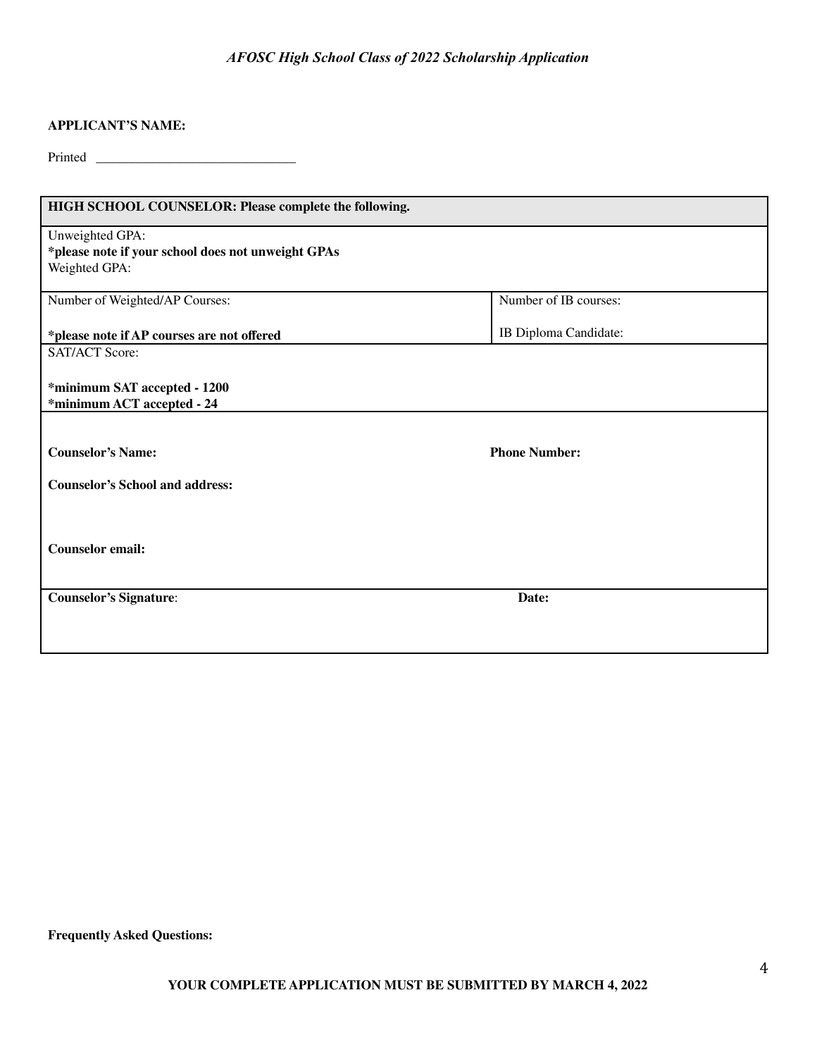**APPLICANT'S NAME:**

Printed _______________________________

| **HIGH SCHOOL COUNSELOR: Please complete the following.** | |
|---|---|
| Unweighted GPA:<br>**\*please note if your school does not unweight GPAs**<br>Weighted GPA: | |
| Number of Weighted/AP Courses:<br><br>**\*please note if AP courses are not offered** | Number of IB courses:<br><br>IB Diploma Candidate: |
| SAT/ACT Score:<br><br>**\*minimum SAT accepted - 1200**<br>**\*minimum ACT accepted - 24** | |
| **Counselor's Name:**<br><br>**Counselor's School and address:**<br><br>**Counselor email:** | **Phone Number:** |
| **Counselor's Signature**: | **Date:** |

**Frequently Asked Questions:**

**YOUR COMPLETE APPLICATION MUST BE SUBMITTED BY MARCH 4, 2022**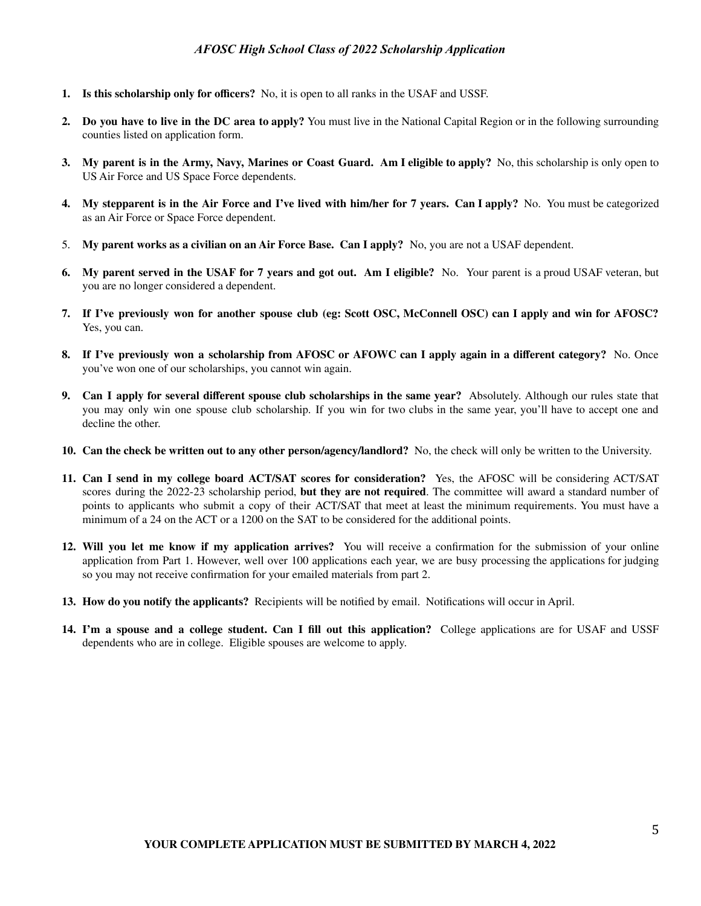1. **Is this scholarship only for officers?** No, it is open to all ranks in the USAF and USSF.

2. **Do you have to live in the DC area to apply?** You must live in the National Capital Region or in the following surrounding counties listed on application form.

3. **My parent is in the Army, Navy, Marines or Coast Guard. Am I eligible to apply?** No, this scholarship is only open to US Air Force and US Space Force dependents.

4. **My stepparent is in the Air Force and I've lived with him/her for 7 years. Can I apply?** No. You must be categorized as an Air Force or Space Force dependent.

5. **My parent works as a civilian on an Air Force Base. Can I apply?** No, you are not a USAF dependent.

6. **My parent served in the USAF for 7 years and got out. Am I eligible?** No. Your parent is a proud USAF veteran, but you are no longer considered a dependent.

7. **If I've previously won for another spouse club (eg: Scott OSC, McConnell OSC) can I apply and win for AFOSC?** Yes, you can.

8. **If I've previously won a scholarship from AFOSC or AFOWC can I apply again in a different category?** No. Once you've won one of our scholarships, you cannot win again.

9. **Can I apply for several different spouse club scholarships in the same year?** Absolutely. Although our rules state that you may only win one spouse club scholarship. If you win for two clubs in the same year, you'll have to accept one and decline the other.

10. **Can the check be written out to any other person/agency/landlord?** No, the check will only be written to the University.

11. **Can I send in my college board ACT/SAT scores for consideration?** Yes, the AFOSC will be considering ACT/SAT scores during the 2022-23 scholarship period, **but they are not required**. The committee will award a standard number of points to applicants who submit a copy of their ACT/SAT that meet at least the minimum requirements. You must have a minimum of a 24 on the ACT or a 1200 on the SAT to be considered for the additional points.

12. **Will you let me know if my application arrives?** You will receive a confirmation for the submission of your online application from Part 1. However, well over 100 applications each year, we are busy processing the applications for judging so you may not receive confirmation for your emailed materials from part 2.

13. **How do you notify the applicants?** Recipients will be notified by email. Notifications will occur in April.

14. **I'm a spouse and a college student. Can I fill out this application?** College applications are for USAF and USSF dependents who are in college. Eligible spouses are welcome to apply.

**YOUR COMPLETE APPLICATION MUST BE SUBMITTED BY MARCH 4, 2022**